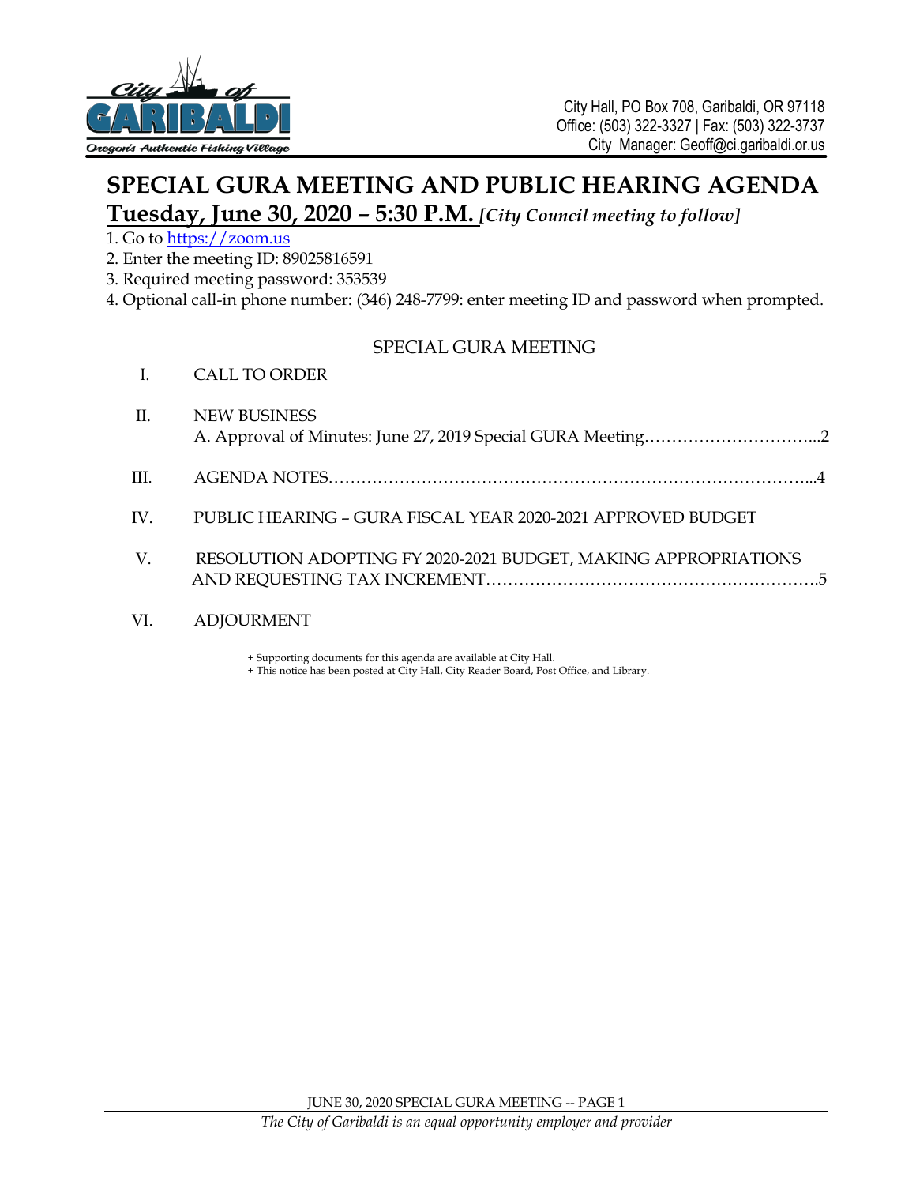City of GARIBALDI
*Oregon's Authentic Fishing Village*

City Hall, PO Box 708, Garibaldi, OR 97118
Office: (503) 322-3327 | Fax: (503) 322-3737
City Manager: Geoff@ci.garibaldi.or.us

# SPECIAL GURA MEETING AND PUBLIC HEARING AGENDA

## Tuesday, June 30, 2020 – 5:30 P.M. *[City Council meeting to follow]*

1. Go to https://zoom.us
2. Enter the meeting ID: 89025816591
3. Required meeting password: 353539
4. Optional call-in phone number: (346) 248-7799: enter meeting ID and password when prompted.

### SPECIAL GURA MEETING

I. CALL TO ORDER

II. NEW BUSINESS
   A. Approval of Minutes: June 27, 2019 Special GURA Meeting…………………………...2

III. AGENDA NOTES……………………………………………………………………………...4

IV. PUBLIC HEARING – GURA FISCAL YEAR 2020-2021 APPROVED BUDGET

V. RESOLUTION ADOPTING FY 2020-2021 BUDGET, MAKING APPROPRIATIONS AND REQUESTING TAX INCREMENT…………………………………………………….5

VI. ADJOURMENT

+ Supporting documents for this agenda are available at City Hall.
+ This notice has been posted at City Hall, City Reader Board, Post Office, and Library.

*The City of Garibaldi is an equal opportunity employer and provider*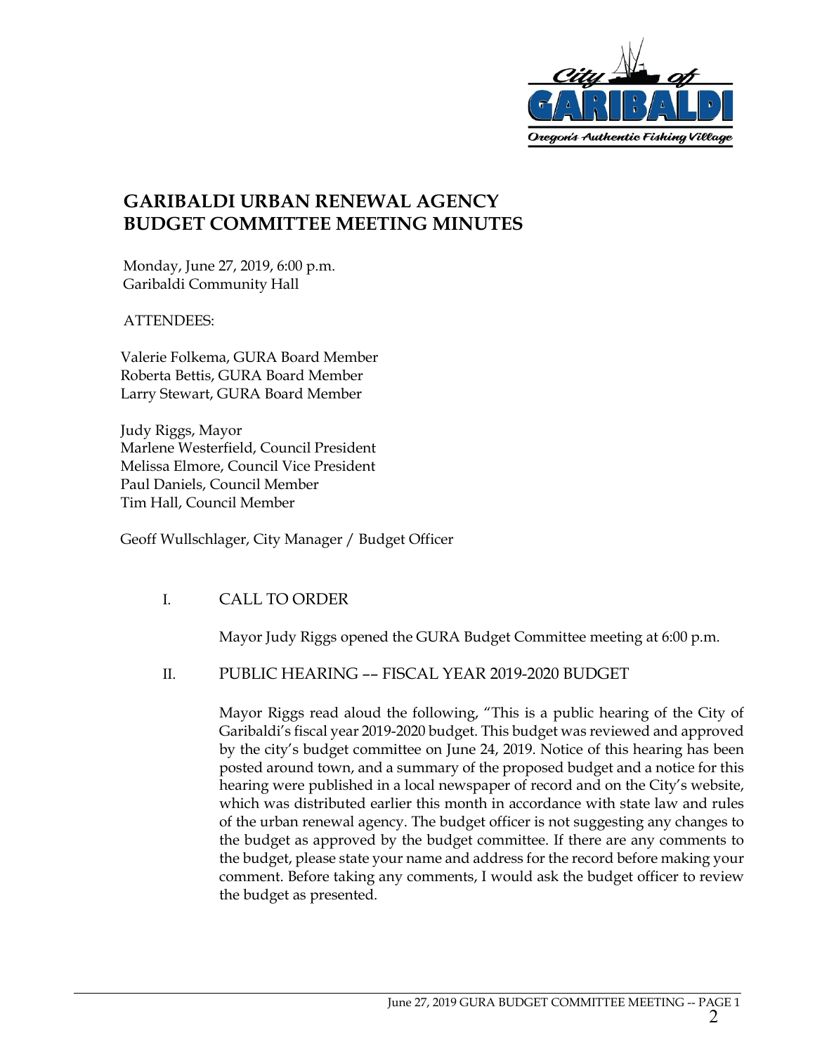# GARIBALDI URBAN RENEWAL AGENCY BUDGET COMMITTEE MEETING MINUTES

Monday, June 27, 2019, 6:00 p.m.
Garibaldi Community Hall

ATTENDEES:

Valerie Folkema, GURA Board Member
Roberta Bettis, GURA Board Member
Larry Stewart, GURA Board Member

Judy Riggs, Mayor
Marlene Westerfield, Council President
Melissa Elmore, Council Vice President
Paul Daniels, Council Member
Tim Hall, Council Member

Geoff Wullschlager, City Manager / Budget Officer

I. CALL TO ORDER

Mayor Judy Riggs opened the GURA Budget Committee meeting at 6:00 p.m.

II. PUBLIC HEARING –– FISCAL YEAR 2019-2020 BUDGET

Mayor Riggs read aloud the following, "This is a public hearing of the City of Garibaldi's fiscal year 2019-2020 budget. This budget was reviewed and approved by the city's budget committee on June 24, 2019. Notice of this hearing has been posted around town, and a summary of the proposed budget and a notice for this hearing were published in a local newspaper of record and on the City's website, which was distributed earlier this month in accordance with state law and rules of the urban renewal agency. The budget officer is not suggesting any changes to the budget as approved by the budget committee. If there are any comments to the budget, please state your name and address for the record before making your comment. Before taking any comments, I would ask the budget officer to review the budget as presented.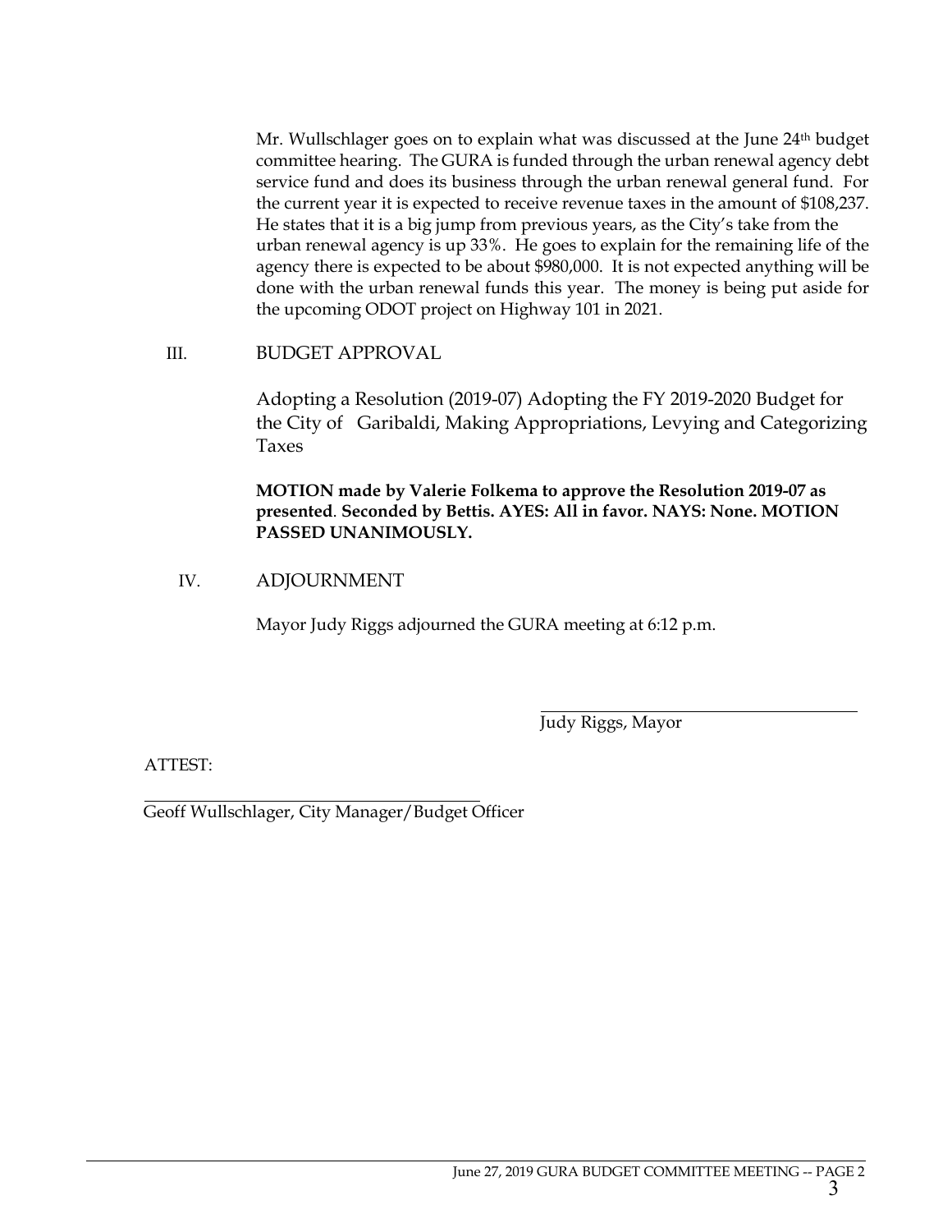Mr. Wullschlager goes on to explain what was discussed at the June 24th budget committee hearing. The GURA is funded through the urban renewal agency debt service fund and does its business through the urban renewal general fund. For the current year it is expected to receive revenue taxes in the amount of $108,237. He states that it is a big jump from previous years, as the City's take from the urban renewal agency is up 33%. He goes to explain for the remaining life of the agency there is expected to be about $980,000. It is not expected anything will be done with the urban renewal funds this year. The money is being put aside for the upcoming ODOT project on Highway 101 in 2021.

III. BUDGET APPROVAL

Adopting a Resolution (2019-07) Adopting the FY 2019-2020 Budget for the City of Garibaldi, Making Appropriations, Levying and Categorizing Taxes

**MOTION made by Valerie Folkema to approve the Resolution 2019-07 as presented**. **Seconded by Bettis. AYES: All in favor. NAYS: None. MOTION PASSED UNANIMOUSLY.**

IV. ADJOURNMENT

Mayor Judy Riggs adjourned the GURA meeting at 6:12 p.m.

\_\_\_\_\_\_\_\_\_\_\_\_\_\_\_\_\_\_\_\_\_\_\_\_\_\_\_\_\_\_\_\_\_\_\_\_
Judy Riggs, Mayor

ATTEST:

\_\_\_\_\_\_\_\_\_\_\_\_\_\_\_\_\_\_\_\_\_\_\_\_\_\_\_\_\_\_\_\_\_\_\_\_
Geoff Wullschlager, City Manager/Budget Officer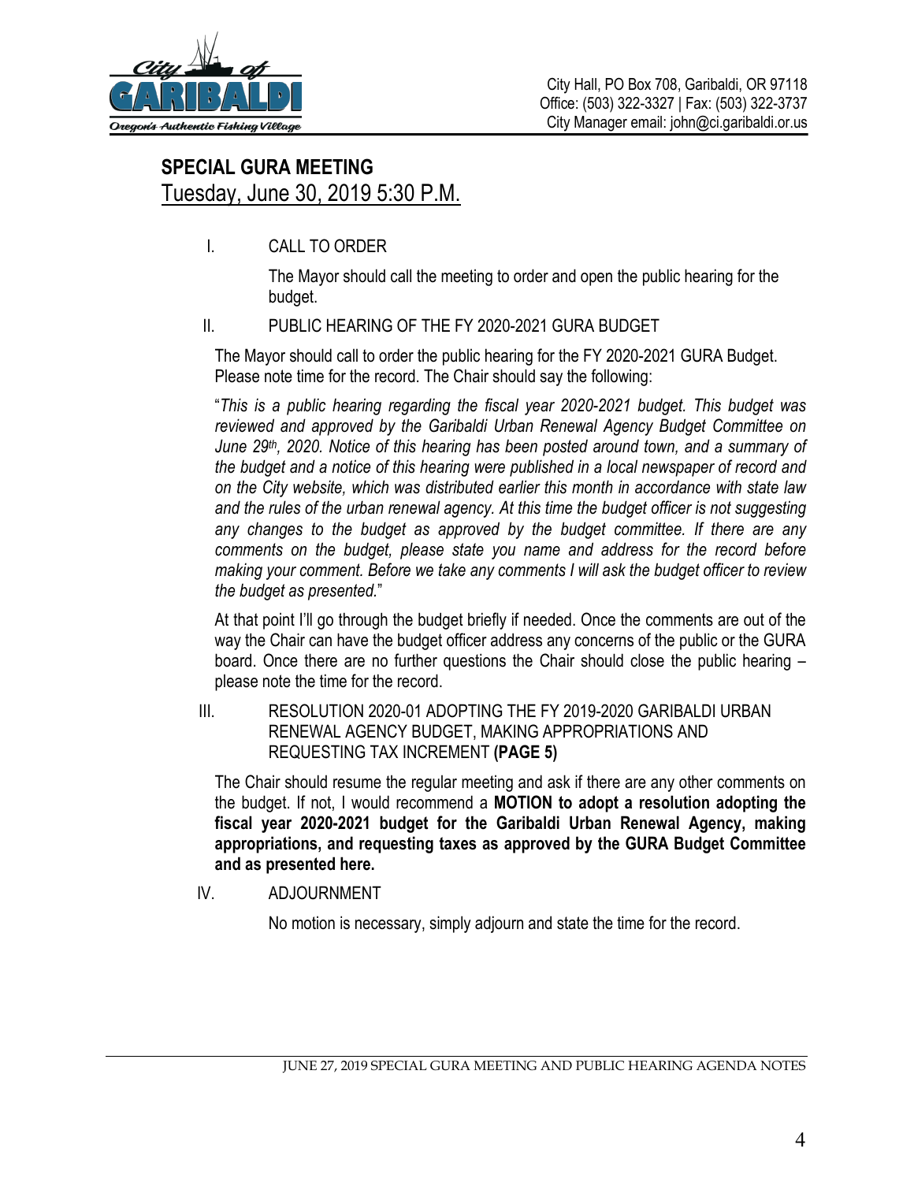City Hall, PO Box 708, Garibaldi, OR 97118
Office: (503) 322-3327 | Fax: (503) 322-3737
City Manager email: john@ci.garibaldi.or.us

## SPECIAL GURA MEETING

Tuesday, June 30, 2019 5:30 P.M.

I. CALL TO ORDER

The Mayor should call the meeting to order and open the public hearing for the budget.

II. PUBLIC HEARING OF THE FY 2020-2021 GURA BUDGET

The Mayor should call to order the public hearing for the FY 2020-2021 GURA Budget. Please note time for the record. The Chair should say the following:

"*This is a public hearing regarding the fiscal year 2020-2021 budget. This budget was reviewed and approved by the Garibaldi Urban Renewal Agency Budget Committee on June 29th, 2020. Notice of this hearing has been posted around town, and a summary of the budget and a notice of this hearing were published in a local newspaper of record and on the City website, which was distributed earlier this month in accordance with state law and the rules of the urban renewal agency. At this time the budget officer is not suggesting any changes to the budget as approved by the budget committee. If there are any comments on the budget, please state you name and address for the record before making your comment. Before we take any comments I will ask the budget officer to review the budget as presented.*"

At that point I'll go through the budget briefly if needed. Once the comments are out of the way the Chair can have the budget officer address any concerns of the public or the GURA board. Once there are no further questions the Chair should close the public hearing – please note the time for the record.

III. RESOLUTION 2020-01 ADOPTING THE FY 2019-2020 GARIBALDI URBAN RENEWAL AGENCY BUDGET, MAKING APPROPRIATIONS AND REQUESTING TAX INCREMENT **(PAGE 5)**

The Chair should resume the regular meeting and ask if there are any other comments on the budget. If not, I would recommend a **MOTION to adopt a resolution adopting the fiscal year 2020-2021 budget for the Garibaldi Urban Renewal Agency, making appropriations, and requesting taxes as approved by the GURA Budget Committee and as presented here.**

IV. ADJOURNMENT

No motion is necessary, simply adjourn and state the time for the record.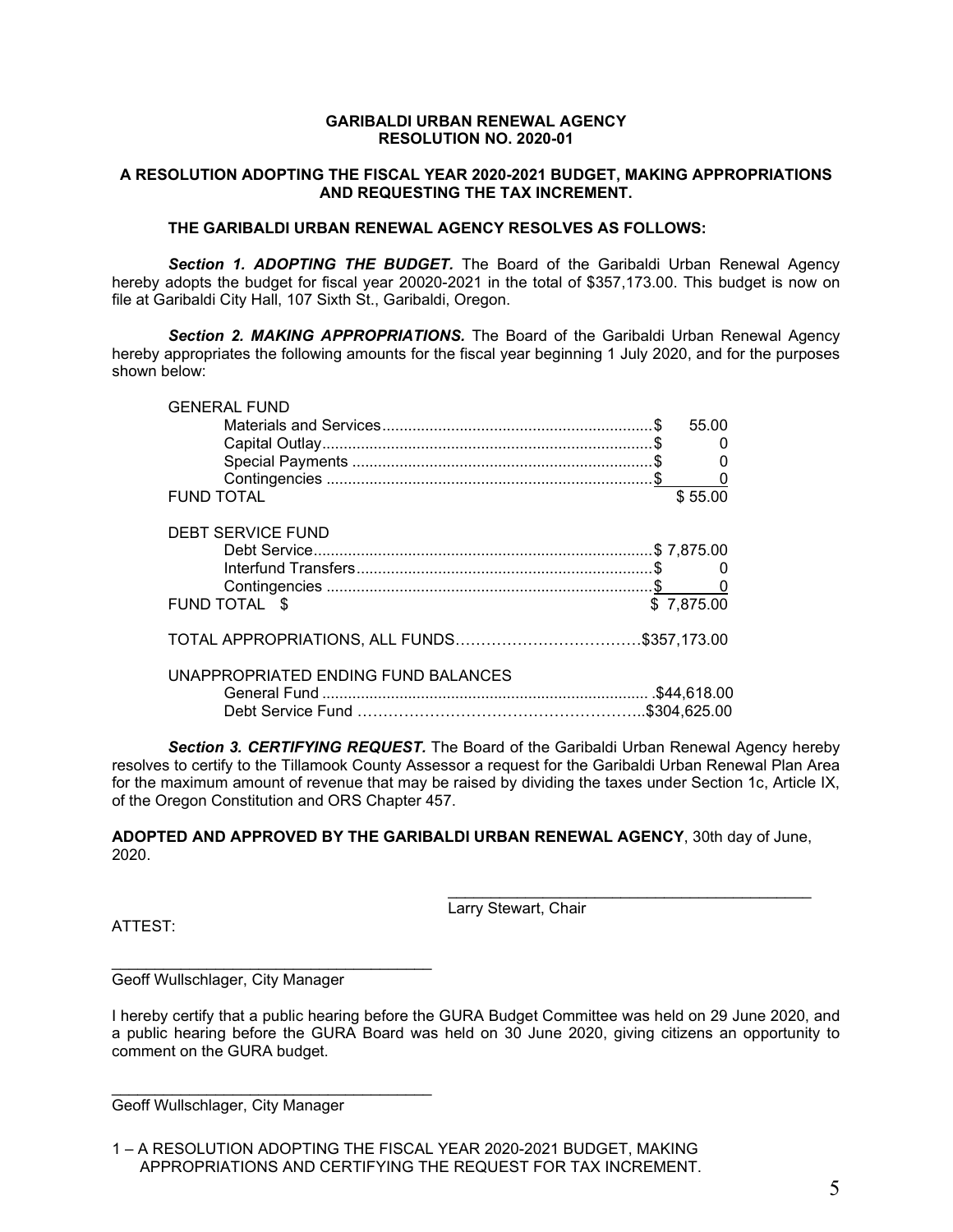**GARIBALDI URBAN RENEWAL AGENCY**
**RESOLUTION NO. 2020-01**

**A RESOLUTION ADOPTING THE FISCAL YEAR 2020-2021 BUDGET, MAKING APPROPRIATIONS AND REQUESTING THE TAX INCREMENT.**

**THE GARIBALDI URBAN RENEWAL AGENCY RESOLVES AS FOLLOWS:**

***Section 1. ADOPTING THE BUDGET.*** The Board of the Garibaldi Urban Renewal Agency hereby adopts the budget for fiscal year 20020-2021 in the total of $357,173.00. This budget is now on file at Garibaldi City Hall, 107 Sixth St., Garibaldi, Oregon.

***Section 2. MAKING APPROPRIATIONS.*** The Board of the Garibaldi Urban Renewal Agency hereby appropriates the following amounts for the fiscal year beginning 1 July 2020, and for the purposes shown below:

| | |
|---|---|
| GENERAL FUND | |
| Materials and Services | $ 55.00 |
| Capital Outlay | $ 0 |
| Special Payments | $ 0 |
| Contingencies | $ 0 |
| FUND TOTAL | $ 55.00 |
| DEBT SERVICE FUND | |
| Debt Service | $ 7,875.00 |
| Interfund Transfers | $ 0 |
| Contingencies | $ 0 |
| FUND TOTAL $ | $ 7,875.00 |
| TOTAL APPROPRIATIONS, ALL FUNDS | $357,173.00 |
| UNAPPROPRIATED ENDING FUND BALANCES | |
| General Fund | $44,618.00 |
| Debt Service Fund | $304,625.00 |

***Section 3. CERTIFYING REQUEST.*** The Board of the Garibaldi Urban Renewal Agency hereby resolves to certify to the Tillamook County Assessor a request for the Garibaldi Urban Renewal Plan Area for the maximum amount of revenue that may be raised by dividing the taxes under Section 1c, Article IX, of the Oregon Constitution and ORS Chapter 457.

**ADOPTED AND APPROVED BY THE GARIBALDI URBAN RENEWAL AGENCY**, 30th day of June, 2020.

\_\_\_\_\_\_\_\_\_\_\_\_\_\_\_\_\_\_\_\_\_\_\_\_\_\_\_\_\_\_\_\_\_\_\_\_\_\_\_\_
Larry Stewart, Chair

ATTEST:

\_\_\_\_\_\_\_\_\_\_\_\_\_\_\_\_\_\_\_\_\_\_\_\_\_\_\_\_\_\_\_\_\_\_\_\_\_\_\_\_
Geoff Wullschlager, City Manager

I hereby certify that a public hearing before the GURA Budget Committee was held on 29 June 2020, and a public hearing before the GURA Board was held on 30 June 2020, giving citizens an opportunity to comment on the GURA budget.

\_\_\_\_\_\_\_\_\_\_\_\_\_\_\_\_\_\_\_\_\_\_\_\_\_\_\_\_\_\_\_\_\_\_\_\_\_\_\_\_
Geoff Wullschlager, City Manager

1 – A RESOLUTION ADOPTING THE FISCAL YEAR 2020-2021 BUDGET, MAKING APPROPRIATIONS AND CERTIFYING THE REQUEST FOR TAX INCREMENT.